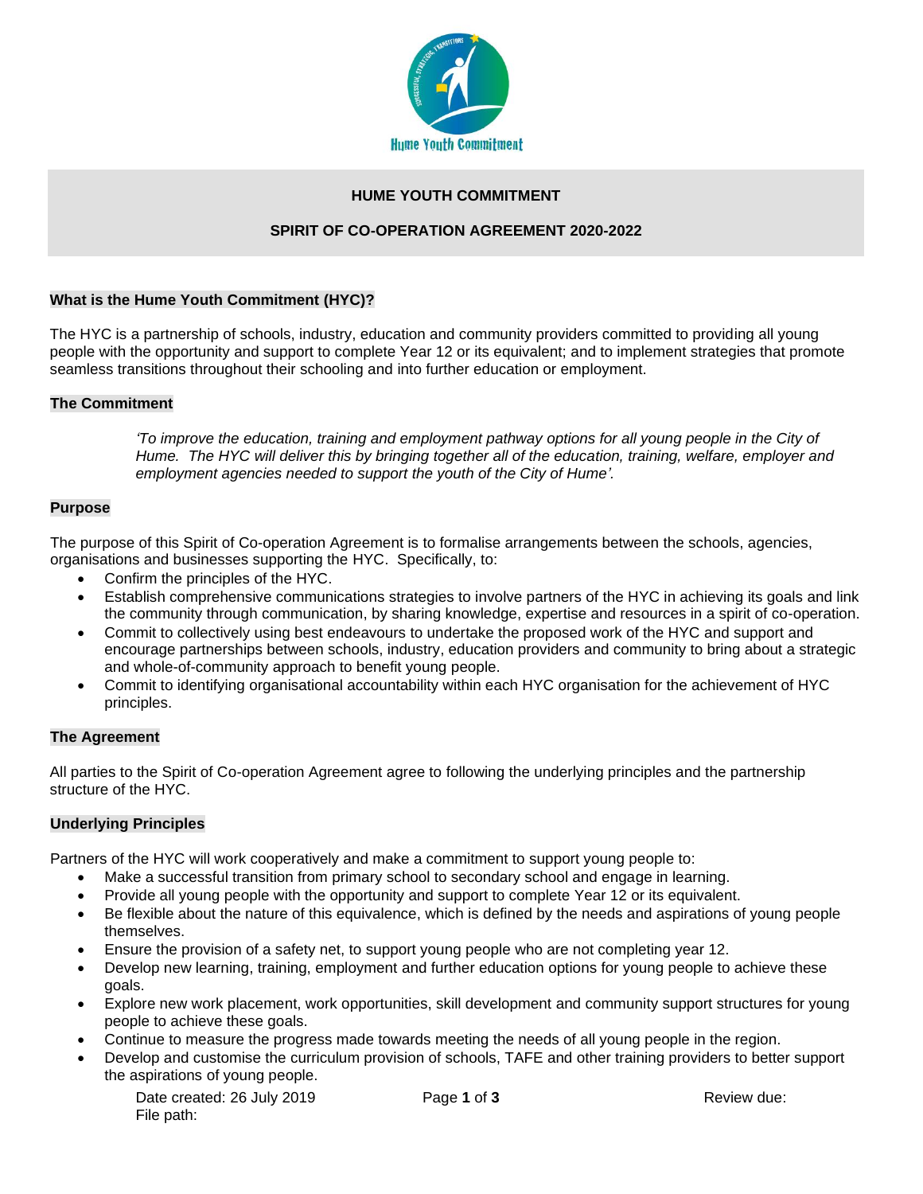# HUME YOUTH COMMITMENT

## SPIRIT OF CO-OPERATION AGREEMENT 2020-2022

### What is the Hume Youth Commitment (HYC)?

The HYC is a partnership of schools, industry, education and community providers committed to providing all young people with the opportunity and support to complete Year 12 or its equivalent; and to implement strategies that promote seamless transitions throughout their schooling and into further education or employment.

### The Commitment

> *'To improve the education, training and employment pathway options for all young people in the City of Hume. The HYC will deliver this by bringing together all of the education, training, welfare, employer and employment agencies needed to support the youth of the City of Hume'.*

### Purpose

The purpose of this Spirit of Co-operation Agreement is to formalise arrangements between the schools, agencies, organisations and businesses supporting the HYC. Specifically, to:

- Confirm the principles of the HYC.
- Establish comprehensive communications strategies to involve partners of the HYC in achieving its goals and link the community through communication, by sharing knowledge, expertise and resources in a spirit of co-operation.
- Commit to collectively using best endeavours to undertake the proposed work of the HYC and support and encourage partnerships between schools, industry, education providers and community to bring about a strategic and whole-of-community approach to benefit young people.
- Commit to identifying organisational accountability within each HYC organisation for the achievement of HYC principles.

### The Agreement

All parties to the Spirit of Co-operation Agreement agree to following the underlying principles and the partnership structure of the HYC.

### Underlying Principles

Partners of the HYC will work cooperatively and make a commitment to support young people to:

- Make a successful transition from primary school to secondary school and engage in learning.
- Provide all young people with the opportunity and support to complete Year 12 or its equivalent.
- Be flexible about the nature of this equivalence, which is defined by the needs and aspirations of young people themselves.
- Ensure the provision of a safety net, to support young people who are not completing year 12.
- Develop new learning, training, employment and further education options for young people to achieve these goals.
- Explore new work placement, work opportunities, skill development and community support structures for young people to achieve these goals.
- Continue to measure the progress made towards meeting the needs of all young people in the region.
- Develop and customise the curriculum provision of schools, TAFE and other training providers to better support the aspirations of young people.

Date created: 26 July 2019 | Review due:
File path: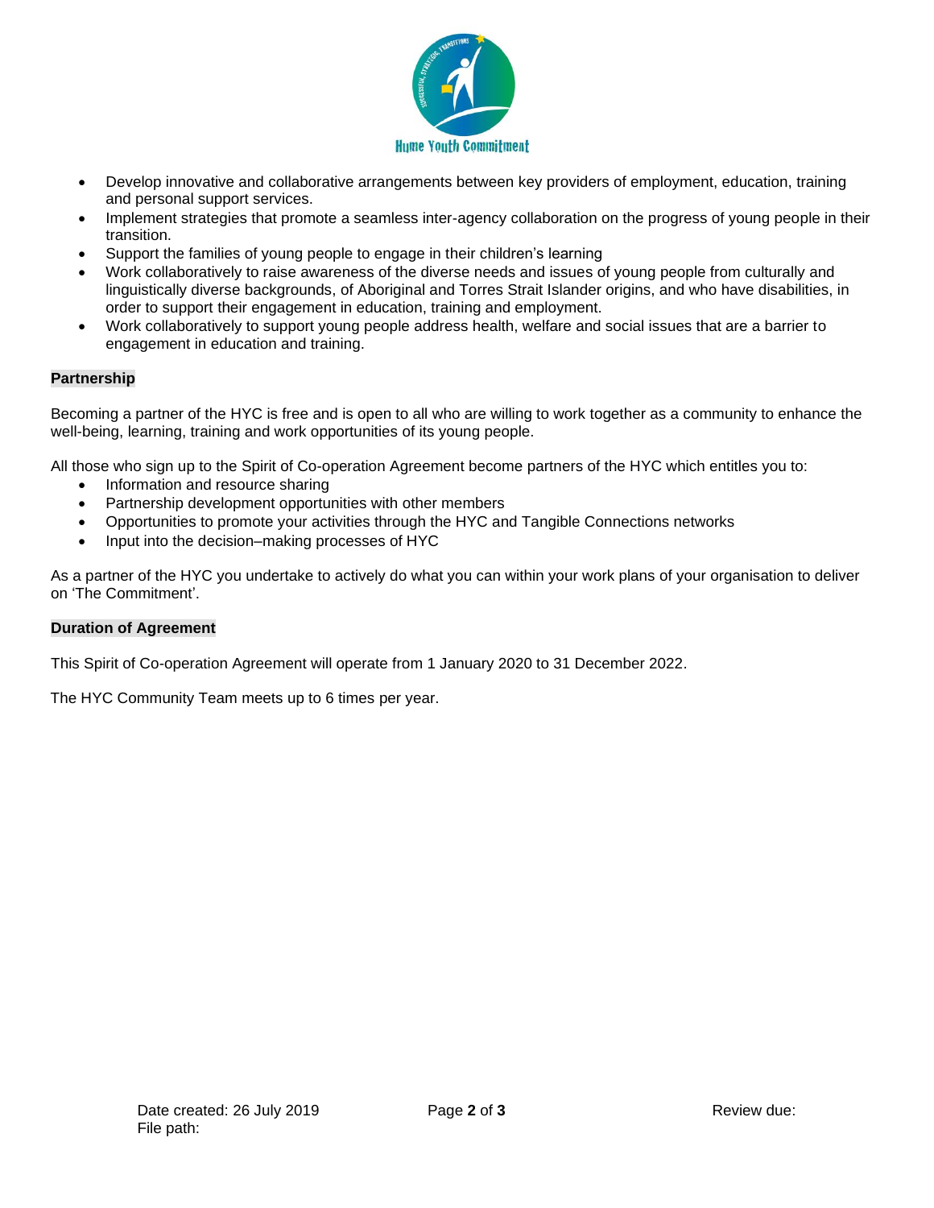- Develop innovative and collaborative arrangements between key providers of employment, education, training and personal support services.
- Implement strategies that promote a seamless inter-agency collaboration on the progress of young people in their transition.
- Support the families of young people to engage in their children's learning
- Work collaboratively to raise awareness of the diverse needs and issues of young people from culturally and linguistically diverse backgrounds, of Aboriginal and Torres Strait Islander origins, and who have disabilities, in order to support their engagement in education, training and employment.
- Work collaboratively to support young people address health, welfare and social issues that are a barrier to engagement in education and training.

**Partnership**

Becoming a partner of the HYC is free and is open to all who are willing to work together as a community to enhance the well-being, learning, training and work opportunities of its young people.

All those who sign up to the Spirit of Co-operation Agreement become partners of the HYC which entitles you to:

- Information and resource sharing
- Partnership development opportunities with other members
- Opportunities to promote your activities through the HYC and Tangible Connections networks
- Input into the decision–making processes of HYC

As a partner of the HYC you undertake to actively do what you can within your work plans of your organisation to deliver on 'The Commitment'.

**Duration of Agreement**

This Spirit of Co-operation Agreement will operate from 1 January 2020 to 31 December 2022.

The HYC Community Team meets up to 6 times per year.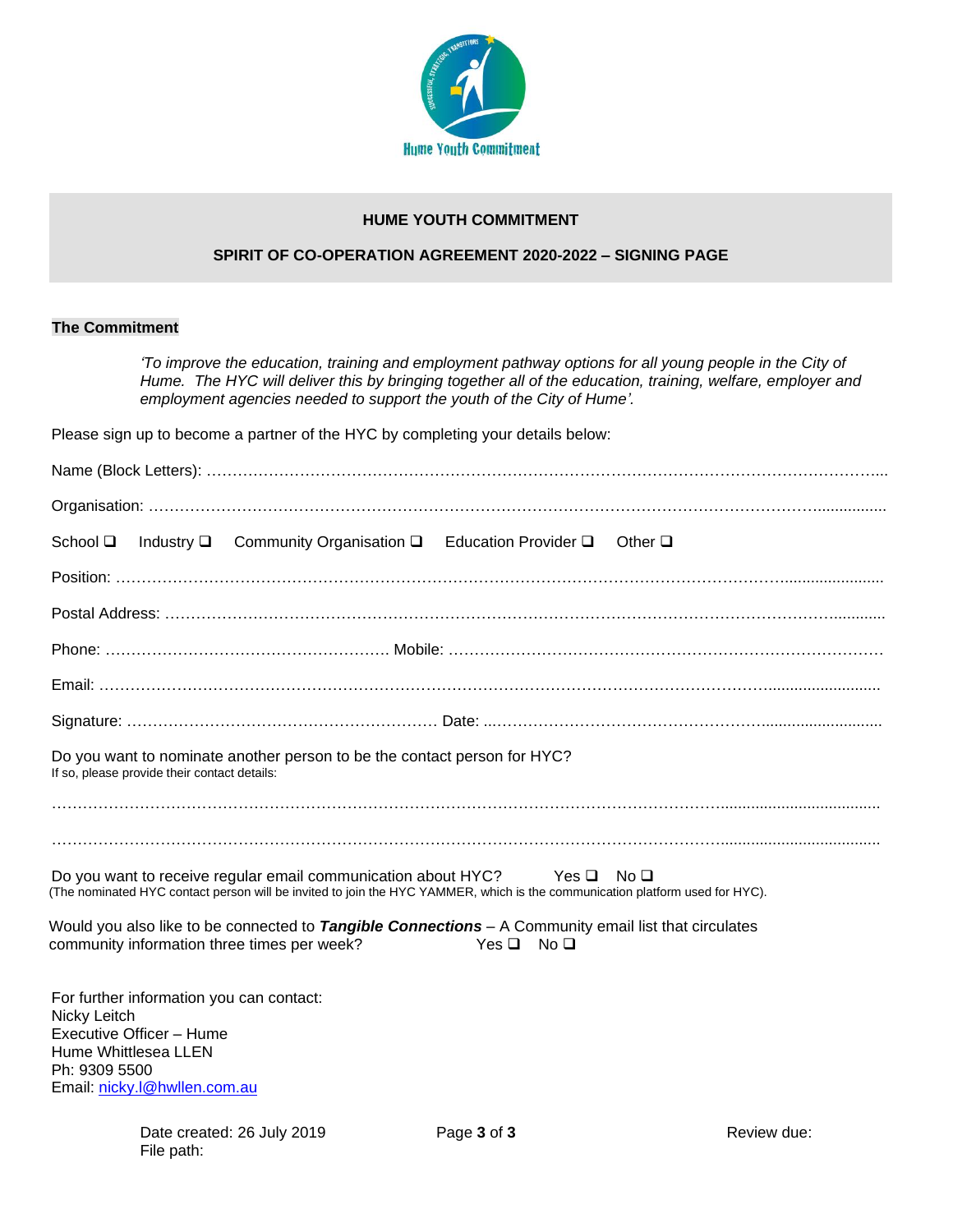# HUME YOUTH COMMITMENT

## SPIRIT OF CO-OPERATION AGREEMENT 2020-2022 – SIGNING PAGE

**The Commitment**

> *'To improve the education, training and employment pathway options for all young people in the City of Hume. The HYC will deliver this by bringing together all of the education, training, welfare, employer and employment agencies needed to support the youth of the City of Hume'.*

Please sign up to become a partner of the HYC by completing your details below:

Name (Block Letters): ……………………………………………………………………………………………………………………...

Organisation: ……………………………………………………………………………………………………………………................

School ❑ Industry ❑ Community Organisation ❑ Education Provider ❑ Other ❑

Position: ……………………………………………………………………………………………………………………......................

Postal Address: ……………………………………………………………………………………………………………………............

Phone: …………………………………………………. Mobile: …………………………………………………………………………

Email: ……………………………………………………………………………………………………………………..........................

Signature: ……………………………………………………. Date: ..………………………………………………...........................

Do you want to nominate another person to be the contact person for HYC?
If so, please provide their contact details:

……………………………………………………………………………………………………………………......................................

……………………………………………………………………………………………………………………......................................

Do you want to receive regular email communication about HYC? Yes ❑ No ❑
(The nominated HYC contact person will be invited to join the HYC YAMMER, which is the communication platform used for HYC).

Would you also like to be connected to ***Tangible Connections*** – A Community email list that circulates community information three times per week? Yes ❑ No ❑

For further information you can contact:
Nicky Leitch
Executive Officer – Hume
Hume Whittlesea LLEN
Ph: 9309 5500
Email: nicky.l@hwllen.com.au

Date created: 26 July 2019
File path:

Review due: